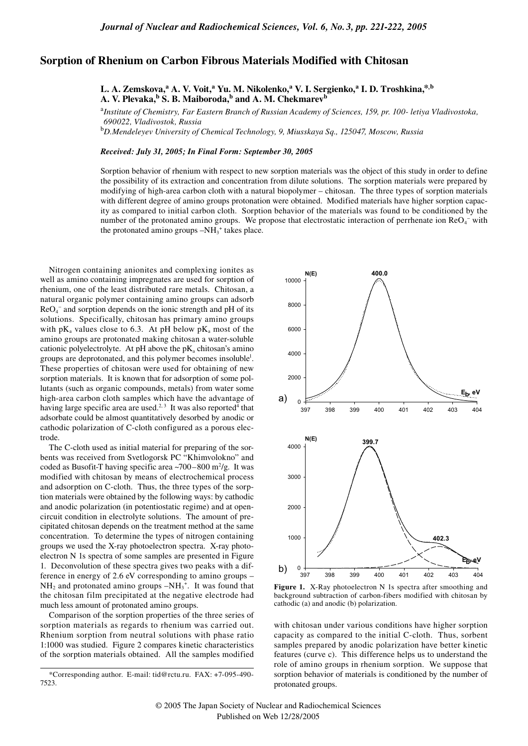# Sorption of Rhenium on Carbon Fibrous Materials Modified with Chitosan

**L. A. Zemskova,[a] A. V. Voit,[a] Yu. M. Nikolenko,[a] V. I. Sergienko,[a] I. D. Troshkina,[*,b] A. V. Plevaka,[b] S. B. Maiboroda,[b] and A. M. Chekmarev[b]**

[a]*Institute of Chemistry, Far Eastern Branch of Russian Academy of Sciences, 159, pr. 100- letiya Vladivostoka, 690022, Vladivostok, Russia*

[b]*D.Mendeleyev University of Chemical Technology, 9, Miusskaya Sq., 125047, Moscow, Russia*

***Received: July 31, 2005; In Final Form: September 30, 2005***

Sorption behavior of rhenium with respect to new sorption materials was the object of this study in order to define the possibility of its extraction and concentration from dilute solutions. The sorption materials were prepared by modifying of high-area carbon cloth with a natural biopolymer – chitosan. The three types of sorption materials with different degree of amino groups protonation were obtained. Modified materials have higher sorption capacity as compared to initial carbon cloth. Sorption behavior of the materials was found to be conditioned by the number of the protonated amino groups. We propose that electrostatic interaction of perrhenate ion $ReO_4^-$ with the protonated amino groups $–NH_3^+$ takes place.

Nitrogen containing anionites and complexing ionites as well as amino containing impregnates are used for sorption of rhenium, one of the least distributed rare metals. Chitosan, a natural organic polymer containing amino groups can adsorb $ReO_4^-$ and sorption depends on the ionic strength and pH of its solutions. Specifically, chitosan has primary amino groups with $pK_a$ values close to 6.3. At pH below $pK_a$ most of the amino groups are protonated making chitosan a water-soluble cationic polyelectrolyte. At pH above the $pK_a$ chitosan's amino groups are deprotonated, and this polymer becomes insoluble[1]. These properties of chitosan were used for obtaining of new sorption materials. It is known that for adsorption of some pollutants (such as organic compounds, metals) from water some high-area carbon cloth samples which have the advantage of having large specific area are used.[2,3] It was also reported[4] that adsorbate could be almost quantitatively desorbed by anodic or cathodic polarization of C-cloth configured as a porous electrode.

The C-cloth used as initial material for preparing of the sorbents was received from Svetlogorsk PC "Khimvolokno" and coded as Busofit-T having specific area ~700–800 m$^2$/g. It was modified with chitosan by means of electrochemical process and adsorption on C-cloth. Thus, the three types of the sorption materials were obtained by the following ways: by cathodic and anodic polarization (in potentiostatic regime) and at open-circuit condition in electrolyte solutions. The amount of precipitated chitosan depends on the treatment method at the same concentration. To determine the types of nitrogen containing groups we used the X-ray photoelectron spectra. X-ray photoelectron N 1s spectra of some samples are presented in Figure 1. Deconvolution of these spectra gives two peaks with a difference in energy of 2.6 eV corresponding to amino groups $–NH_2$ and protonated amino groups $–NH_3^+$. It was found that the chitosan film precipitated at the negative electrode had much less amount of protonated amino groups.

Comparison of the sorption properties of the three series of sorption materials as regards to rhenium was carried out. Rhenium sorption from neutral solutions with phase ratio 1:1000 was studied. Figure 2 compares kinetic characteristics of the sorption materials obtained. All the samples modified with chitosan under various conditions have higher sorption capacity as compared to the initial C-cloth. Thus, sorbent samples prepared by anodic polarization have better kinetic features (curve c). This difference helps us to understand the role of amino groups in rhenium sorption. We suppose that sorption behavior of materials is conditioned by the number of protonated groups.

**Figure 1.** X-Ray photoelectron N 1s spectra after smoothing and background subtraction of carbon-fibers modified with chitosan by cathodic (a) and anodic (b) polarization.

*Corresponding author. E-mail: tid@rctu.ru. FAX: +7-095-490-7523.

© 2005 The Japan Society of Nuclear and Radiochemical Sciences
Published on Web 12/28/2005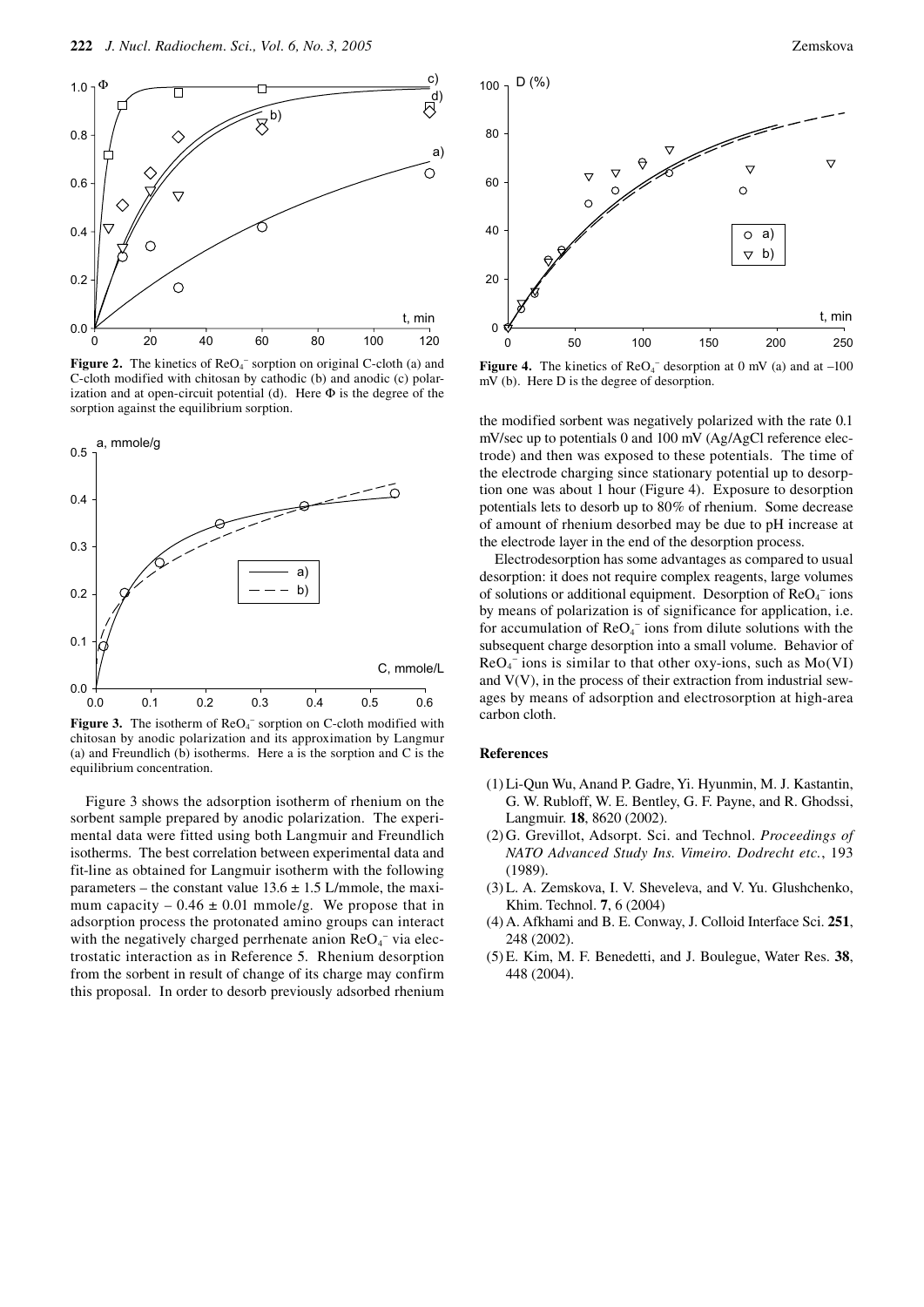1.0 Φ

0.8

0.6

0.4

0.2

0.0

0 20 40 60 80 100 120

t, min

c)

d)

b)

a)

**Figure 2.** The kinetics of $ReO_4^-$ sorption on original C-cloth (a) and C-cloth modified with chitosan by cathodic (b) and anodic (c) polarization and at open-circuit potential (d). Here Φ is the degree of the sorption against the equilibrium sorption.

a, mmole/g

0.5

0.4

0.3

0.2

0.1

0.0

0.0 0.1 0.2 0.3 0.4 0.5 0.6

C, mmole/L

a)

b)

**Figure 3.** The isotherm of $ReO_4^-$ sorption on C-cloth modified with chitosan by anodic polarization and its approximation by Langmur (a) and Freundlich (b) isotherms. Here a is the sorption and C is the equilibrium concentration.

Figure 3 shows the adsorption isotherm of rhenium on the sorbent sample prepared by anodic polarization. The experimental data were fitted using both Langmuir and Freundlich isotherms. The best correlation between experimental data and fit-line as obtained for Langmuir isotherm with the following parameters – the constant value 13.6 ± 1.5 L/mmole, the maximum capacity – 0.46 ± 0.01 mmole/g. We propose that in adsorption process the protonated amino groups can interact with the negatively charged perrhenate anion $ReO_4^-$ via electrostatic interaction as in Reference 5. Rhenium desorption from the sorbent in result of change of its charge may confirm this proposal. In order to desorb previously adsorbed rhenium the modified sorbent was negatively polarized with the rate 0.1 mV/sec up to potentials 0 and 100 mV (Ag/AgCl reference electrode) and then was exposed to these potentials. The time of the electrode charging since stationary potential up to desorption one was about 1 hour (Figure 4). Exposure to desorption potentials lets to desorb up to 80% of rhenium. Some decrease of amount of rhenium desorbed may be due to pH increase at the electrode layer in the end of the desorption process.

D (%)

100

80

60

40

20

0

0 50 100 150 200 250

t, min

a)

b)

**Figure 4.** The kinetics of $ReO_4^-$ desorption at 0 mV (a) and at –100 mV (b). Here D is the degree of desorption.

Electrodesorption has some advantages as compared to usual desorption: it does not require complex reagents, large volumes of solutions or additional equipment. Desorption of $ReO_4^-$ ions by means of polarization is of significance for application, i.e. for accumulation of $ReO_4^-$ ions from dilute solutions with the subsequent charge desorption into a small volume. Behavior of $ReO_4^-$ ions is similar to that other oxy-ions, such as Mo(VI) and V(V), in the process of their extraction from industrial sewages by means of adsorption and electrosorption at high-area carbon cloth.

## References

(1) Li-Qun Wu, Anand P. Gadre, Yi. Hyunmin, M. J. Kastantin, G. W. Rubloff, W. E. Bentley, G. F. Payne, and R. Ghodssi, Langmuir. **18**, 8620 (2002).

(2) G. Grevillot, Adsorpt. Sci. and Technol. *Proceedings of NATO Advanced Study Ins. Vimeiro. Dodrecht etc.*, 193 (1989).

(3) L. A. Zemskova, I. V. Sheveleva, and V. Yu. Glushchenko, Khim. Technol. **7**, 6 (2004)

(4) A. Afkhami and B. E. Conway, J. Colloid Interface Sci. **251**, 248 (2002).

(5) E. Kim, M. F. Benedetti, and J. Boulegue, Water Res. **38**, 448 (2004).